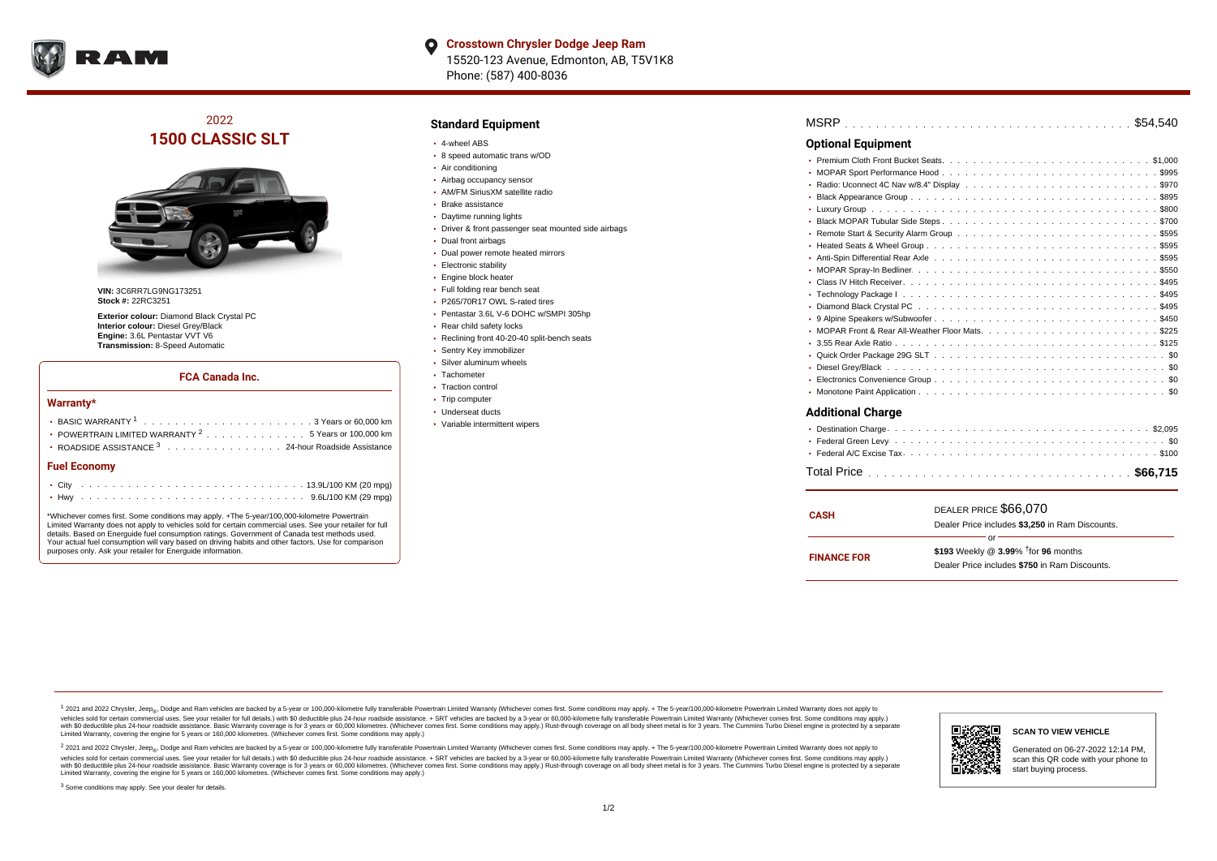**Crosstown Chrysler Dodge Jeep Ram**
15520-123 Avenue, Edmonton, AB, T5V1K8
Phone: (587) 400-8036

## 2022
# 1500 CLASSIC SLT

**VIN:** 3C6RR7LG9NG173251
**Stock #:** 22RC3251

**Exterior colour:** Diamond Black Crystal PC
**Interior colour:** Diesel Grey/Black
**Engine:** 3.6L Pentastar VVT V6
**Transmission:** 8-Speed Automatic

### FCA Canada Inc.

#### Warranty*

- BASIC WARRANTY [1] . . . . . 3 Years or 60,000 km
- POWERTRAIN LIMITED WARRANTY [2] . . . . . 5 Years or 100,000 km
- ROADSIDE ASSISTANCE [3] . . . . . 24-hour Roadside Assistance

#### Fuel Economy

- City . . . . . 13.9L/100 KM (20 mpg)
- Hwy . . . . . 9.6L/100 KM (29 mpg)

*Whichever comes first. Some conditions may apply. +The 5-year/100,000-kilometre Powertrain Limited Warranty does not apply to vehicles sold for certain commercial uses. See your retailer for full details. Based on Energuide fuel consumption ratings. Government of Canada test methods used. Your actual fuel consumption will vary based on driving habits and other factors. Use for comparison purposes only. Ask your retailer for Energuide information.

## Standard Equipment

- 4-wheel ABS
- 8 speed automatic trans w/OD
- Air conditioning
- Airbag occupancy sensor
- AM/FM SiriusXM satellite radio
- Brake assistance
- Daytime running lights
- Driver & front passenger seat mounted side airbags
- Dual front airbags
- Dual power remote heated mirrors
- Electronic stability
- Engine block heater
- Full folding rear bench seat
- P265/70R17 OWL S-rated tires
- Pentastar 3.6L V-6 DOHC w/SMPI 305hp
- Rear child safety locks
- Reclining front 40-20-40 split-bench seats
- Sentry Key immobilizer
- Silver aluminum wheels
- Tachometer
- Traction control
- Trip computer
- Underseat ducts
- Variable intermittent wipers

MSRP . . . . . $54,540

## Optional Equipment

- Premium Cloth Front Bucket Seats . . . . . $1,000
- MOPAR Sport Performance Hood . . . . . $995
- Radio: Uconnect 4C Nav w/8.4" Display . . . . . $970
- Black Appearance Group . . . . . $895
- Luxury Group . . . . . $800
- Black MOPAR Tubular Side Steps . . . . . $700
- Remote Start & Security Alarm Group . . . . . $595
- Heated Seats & Wheel Group . . . . . $595
- Anti-Spin Differential Rear Axle . . . . . $595
- MOPAR Spray-In Bedliner . . . . . $550
- Class IV Hitch Receiver . . . . . $495
- Technology Package I . . . . . $495
- Diamond Black Crystal PC . . . . . $495
- 9 Alpine Speakers w/Subwoofer . . . . . $450
- MOPAR Front & Rear All-Weather Floor Mats . . . . . $225
- 3.55 Rear Axle Ratio . . . . . $125
- Quick Order Package 29G SLT . . . . . $0
- Diesel Grey/Black . . . . . $0
- Electronics Convenience Group . . . . . $0
- Monotone Paint Application . . . . . $0

## Additional Charge

- Destination Charge . . . . . $2,095
- Federal Green Levy . . . . . $0
- Federal A/C Excise Tax . . . . . $100

Total Price . . . . . **$66,715**

| | |
|---|---|
| **CASH** | DEALER PRICE $66,070<br>Dealer Price includes **$3,250** in Ram Discounts. |
| | or |
| **FINANCE FOR** | **$193** Weekly @ **3.99**% [†]for **96** months<br>Dealer Price includes **$750** in Ram Discounts. |

[1] 2021 and 2022 Chrysler, Jeep®, Dodge and Ram vehicles are backed by a 5-year or 100,000-kilometre fully transferable Powertrain Limited Warranty (Whichever comes first. Some conditions may apply. + The 5-year/100,000-kilometre Powertrain Limited Warranty does not apply to vehicles sold for certain commercial uses. See your retailer for full details.) with $0 deductible plus 24-hour roadside assistance. + SRT vehicles are backed by a 3-year or 60,000-kilometre fully transferable Powertrain Limited Warranty (Whichever comes first. Some conditions may apply.) with $0 deductible plus 24-hour roadside assistance. Basic Warranty coverage is for 3 years or 60,000 kilometres. (Whichever comes first. Some conditions may apply.) Rust-through coverage on all body sheet metal is for 3 years. The Cummins Turbo Diesel engine is protected by a separate Limited Warranty, covering the engine for 5 years or 160,000 kilometres. (Whichever comes first. Some conditions may apply.)

[2] 2021 and 2022 Chrysler, Jeep®, Dodge and Ram vehicles are backed by a 5-year or 100,000-kilometre fully transferable Powertrain Limited Warranty (Whichever comes first. Some conditions may apply. + The 5-year/100,000-kilometre Powertrain Limited Warranty does not apply to vehicles sold for certain commercial uses. See your retailer for full details.) with $0 deductible plus 24-hour roadside assistance. + SRT vehicles are backed by a 3-year or 60,000-kilometre fully transferable Powertrain Limited Warranty (Whichever comes first. Some conditions may apply.) with $0 deductible plus 24-hour roadside assistance. Basic Warranty coverage is for 3 years or 60,000 kilometres. (Whichever comes first. Some conditions may apply.) Rust-through coverage on all body sheet metal is for 3 years. The Cummins Turbo Diesel engine is protected by a separate Limited Warranty, covering the engine for 5 years or 160,000 kilometres. (Whichever comes first. Some conditions may apply.)

[3] Some conditions may apply. See your dealer for details.

**SCAN TO VIEW VEHICLE**

Generated on 06-27-2022 12:14 PM, scan this QR code with your phone to start buying process.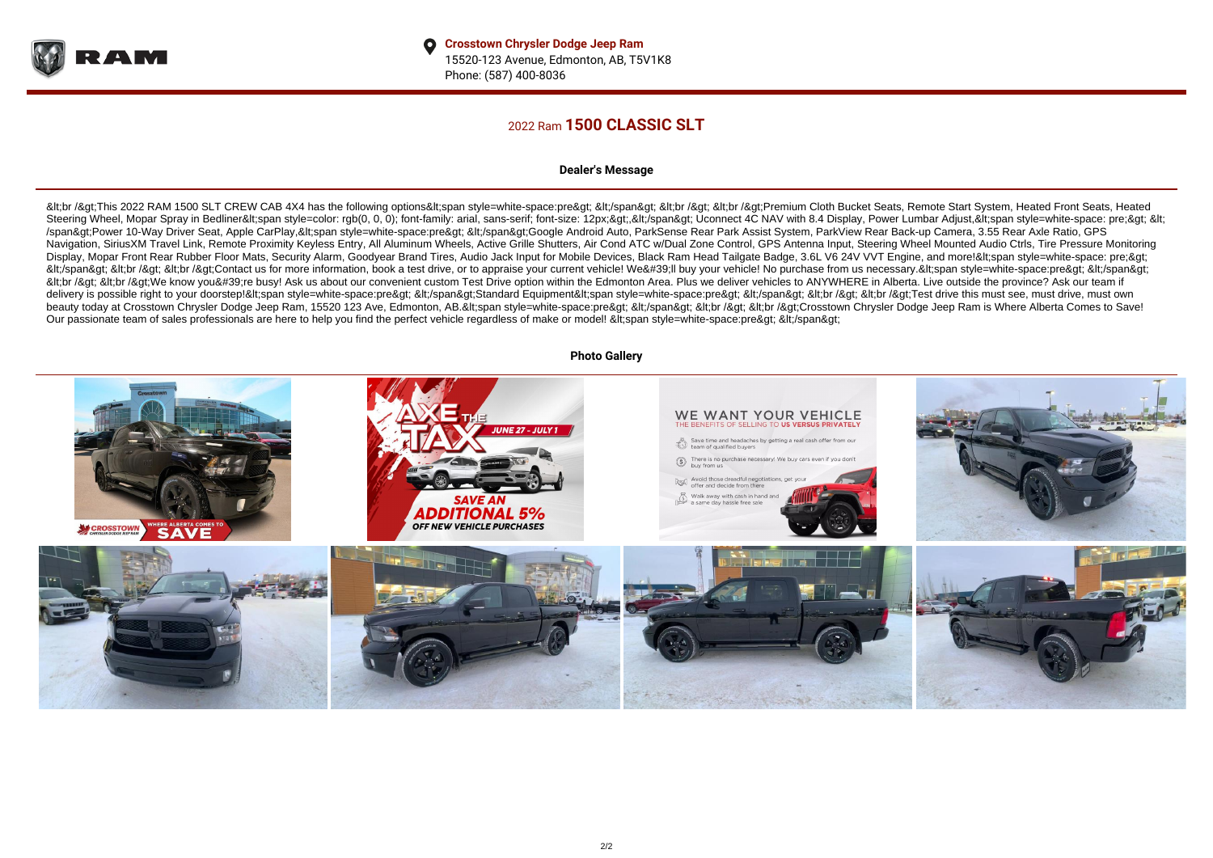**Crosstown Chrysler Dodge Jeep Ram**
15520-123 Avenue, Edmonton, AB, T5V1K8
Phone: (587) 400-8036

# 2022 Ram **1500 CLASSIC SLT**

## Dealer's Message

&lt;br /&gt;This 2022 RAM 1500 SLT CREW CAB 4X4 has the following options&lt;span style=white-space:pre&gt; &lt;/span&gt; &lt;br /&gt; &lt;br /&gt;Premium Cloth Bucket Seats, Remote Start System, Heated Front Seats, Heated Steering Wheel, Mopar Spray in Bedliner&lt;span style=color: rgb(0, 0, 0); font-family: arial, sans-serif; font-size: 12px;&gt;,&lt;/span&gt; Uconnect 4C NAV with 8.4 Display, Power Lumbar Adjust,&lt;span style=white-space: pre;&gt; &lt; /span&gt;Power 10-Way Driver Seat, Apple CarPlay,&lt;span style=white-space:pre&gt; &lt;/span&gt;Google Android Auto, ParkSense Rear Park Assist System, ParkView Rear Back-up Camera, 3.55 Rear Axle Ratio, GPS Navigation, SiriusXM Travel Link, Remote Proximity Keyless Entry, All Aluminum Wheels, Active Grille Shutters, Air Cond ATC w/Dual Zone Control, GPS Antenna Input, Steering Wheel Mounted Audio Ctrls, Tire Pressure Monitoring Display, Mopar Front Rear Rubber Floor Mats, Security Alarm, Goodyear Brand Tires, Audio Jack Input for Mobile Devices, Black Ram Head Tailgate Badge, 3.6L V6 24V VVT Engine, and more!&lt;span style=white-space: pre;&gt; &lt;/span&gt; &lt;br /&gt; &lt;br /&gt;Contact us for more information, book a test drive, or to appraise your current vehicle! We&#39;ll buy your vehicle! No purchase from us necessary.&lt;span style=white-space:pre&gt; &lt;/span&gt; &lt;br /&gt; &lt;br /&gt;We know you&#39;re busy! Ask us about our convenient custom Test Drive option within the Edmonton Area. Plus we deliver vehicles to ANYWHERE in Alberta. Live outside the province? Ask our team if delivery is possible right to your doorstep!&lt;span style=white-space:pre&gt; &lt;/span&gt;Standard Equipment&lt;span style=white-space:pre&gt; &lt;/span&gt; &lt;br /&gt; &lt;br /&gt;Test drive this must see, must drive, must own beauty today at Crosstown Chrysler Dodge Jeep Ram, 15520 123 Ave, Edmonton, AB.&lt;span style=white-space:pre&gt; &lt;/span&gt; &lt;br /&gt; &lt;br /&gt;Crosstown Chrysler Dodge Jeep Ram is Where Alberta Comes to Save! Our passionate team of sales professionals are here to help you find the perfect vehicle regardless of make or model! &lt;span style=white-space:pre&gt; &lt;/span&gt;

## Photo Gallery